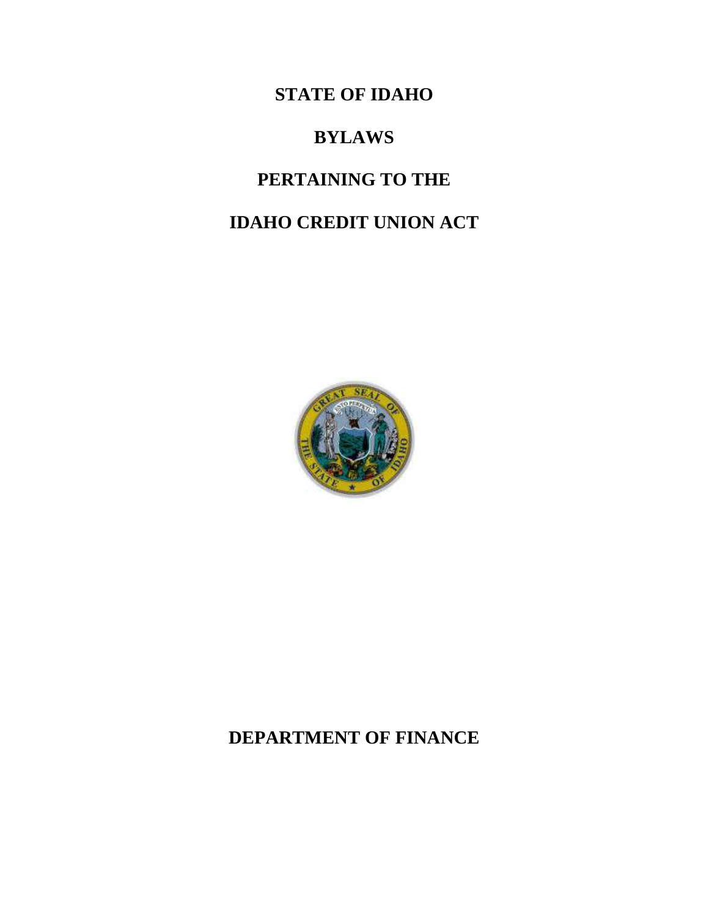# STATE OF IDAHO

# BYLAWS

# PERTAINING TO THE

# IDAHO CREDIT UNION ACT

## DEPARTMENT OF FINANCE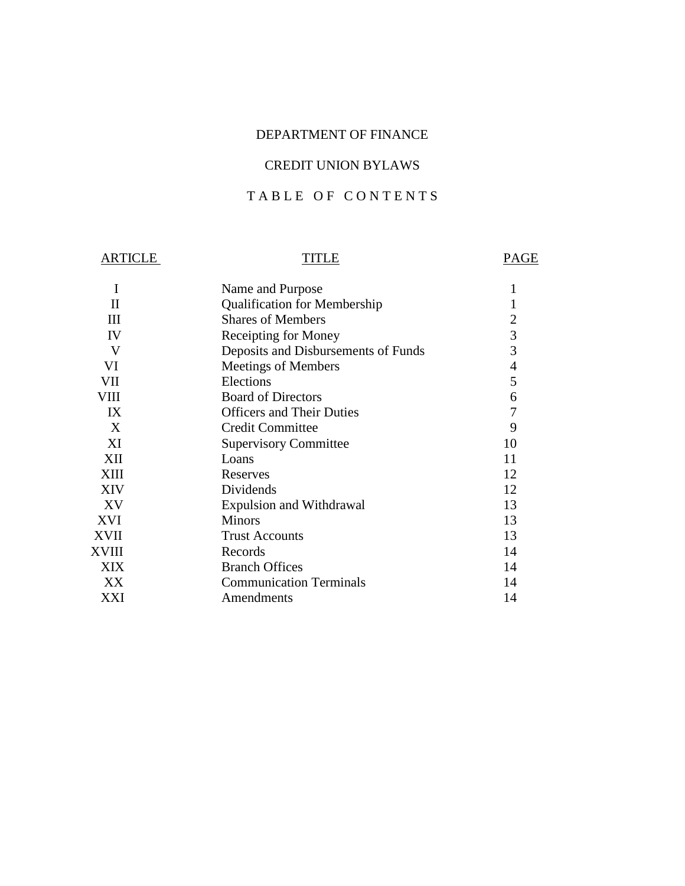# DEPARTMENT OF FINANCE

## CREDIT UNION BYLAWS

## T A B L E  O F  C O N T E N T S

| ARTICLE | TITLE | PAGE |
|---|---|---|
| I | Name and Purpose | 1 |
| II | Qualification for Membership | 1 |
| III | Shares of Members | 2 |
| IV | Receipting for Money | 3 |
| V | Deposits and Disbursements of Funds | 3 |
| VI | Meetings of Members | 4 |
| VII | Elections | 5 |
| VIII | Board of Directors | 6 |
| IX | Officers and Their Duties | 7 |
| X | Credit Committee | 9 |
| XI | Supervisory Committee | 10 |
| XII | Loans | 11 |
| XIII | Reserves | 12 |
| XIV | Dividends | 12 |
| XV | Expulsion and Withdrawal | 13 |
| XVI | Minors | 13 |
| XVII | Trust Accounts | 13 |
| XVIII | Records | 14 |
| XIX | Branch Offices | 14 |
| XX | Communication Terminals | 14 |
| XXI | Amendments | 14 |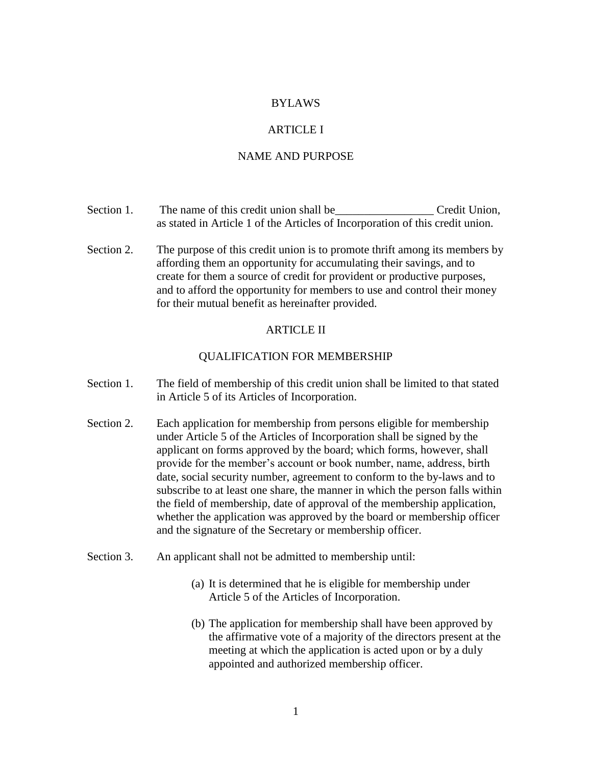# BYLAWS

## ARTICLE I

## NAME AND PURPOSE

Section 1. The name of this credit union shall be_________________ Credit Union, as stated in Article 1 of the Articles of Incorporation of this credit union.

Section 2. The purpose of this credit union is to promote thrift among its members by affording them an opportunity for accumulating their savings, and to create for them a source of credit for provident or productive purposes, and to afford the opportunity for members to use and control their money for their mutual benefit as hereinafter provided.

## ARTICLE II

## QUALIFICATION FOR MEMBERSHIP

Section 1. The field of membership of this credit union shall be limited to that stated in Article 5 of its Articles of Incorporation.

Section 2. Each application for membership from persons eligible for membership under Article 5 of the Articles of Incorporation shall be signed by the applicant on forms approved by the board; which forms, however, shall provide for the member's account or book number, name, address, birth date, social security number, agreement to conform to the by-laws and to subscribe to at least one share, the manner in which the person falls within the field of membership, date of approval of the membership application, whether the application was approved by the board or membership officer and the signature of the Secretary or membership officer.

Section 3. An applicant shall not be admitted to membership until:

(a) It is determined that he is eligible for membership under Article 5 of the Articles of Incorporation.

(b) The application for membership shall have been approved by the affirmative vote of a majority of the directors present at the meeting at which the application is acted upon or by a duly appointed and authorized membership officer.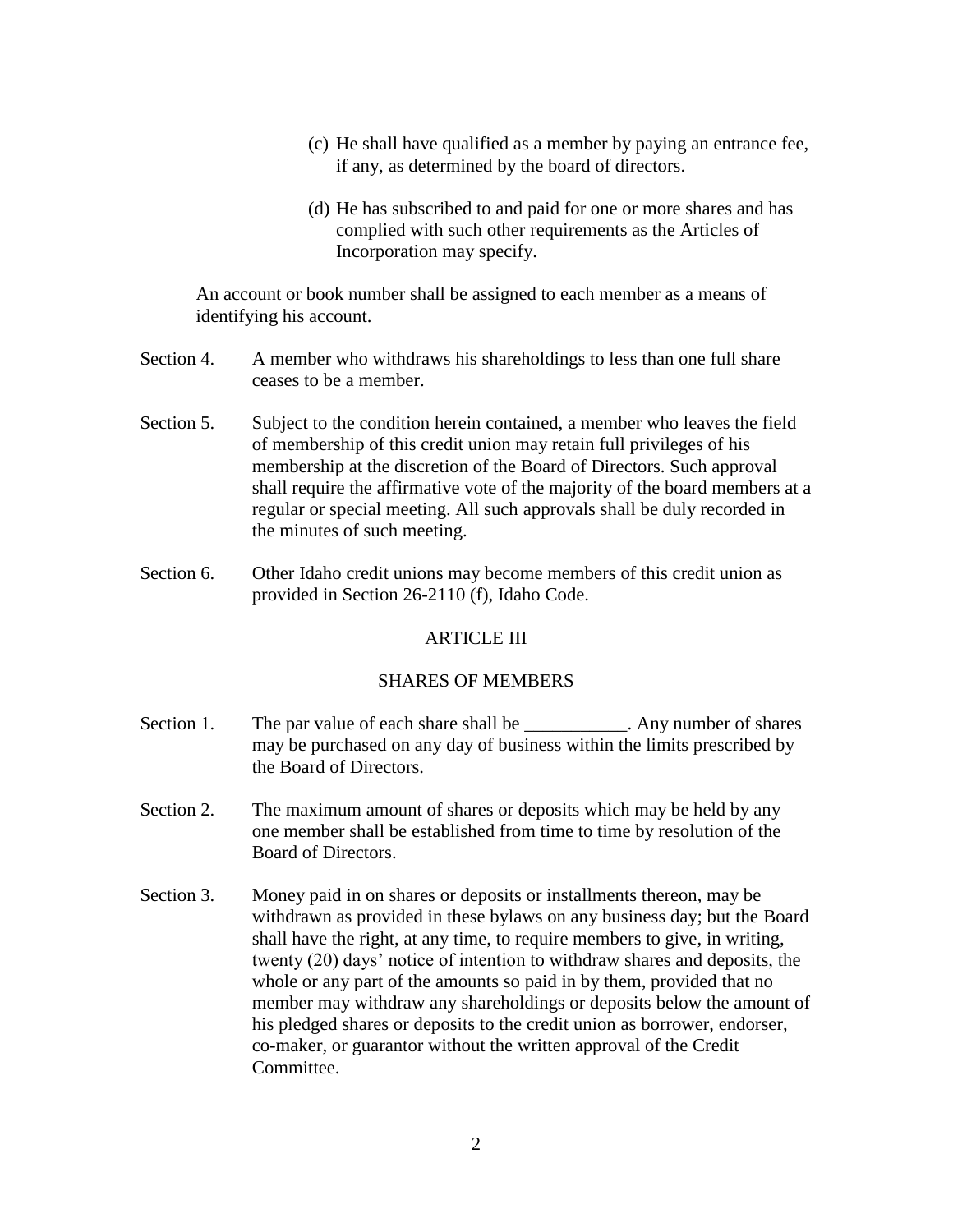(c) He shall have qualified as a member by paying an entrance fee, if any, as determined by the board of directors.

(d) He has subscribed to and paid for one or more shares and has complied with such other requirements as the Articles of Incorporation may specify.

An account or book number shall be assigned to each member as a means of identifying his account.

Section 4. A member who withdraws his shareholdings to less than one full share ceases to be a member.

Section 5. Subject to the condition herein contained, a member who leaves the field of membership of this credit union may retain full privileges of his membership at the discretion of the Board of Directors. Such approval shall require the affirmative vote of the majority of the board members at a regular or special meeting. All such approvals shall be duly recorded in the minutes of such meeting.

Section 6. Other Idaho credit unions may become members of this credit union as provided in Section 26-2110 (f), Idaho Code.

## ARTICLE III

## SHARES OF MEMBERS

Section 1. The par value of each share shall be ___________. Any number of shares may be purchased on any day of business within the limits prescribed by the Board of Directors.

Section 2. The maximum amount of shares or deposits which may be held by any one member shall be established from time to time by resolution of the Board of Directors.

Section 3. Money paid in on shares or deposits or installments thereon, may be withdrawn as provided in these bylaws on any business day; but the Board shall have the right, at any time, to require members to give, in writing, twenty (20) days' notice of intention to withdraw shares and deposits, the whole or any part of the amounts so paid in by them, provided that no member may withdraw any shareholdings or deposits below the amount of his pledged shares or deposits to the credit union as borrower, endorser, co-maker, or guarantor without the written approval of the Credit Committee.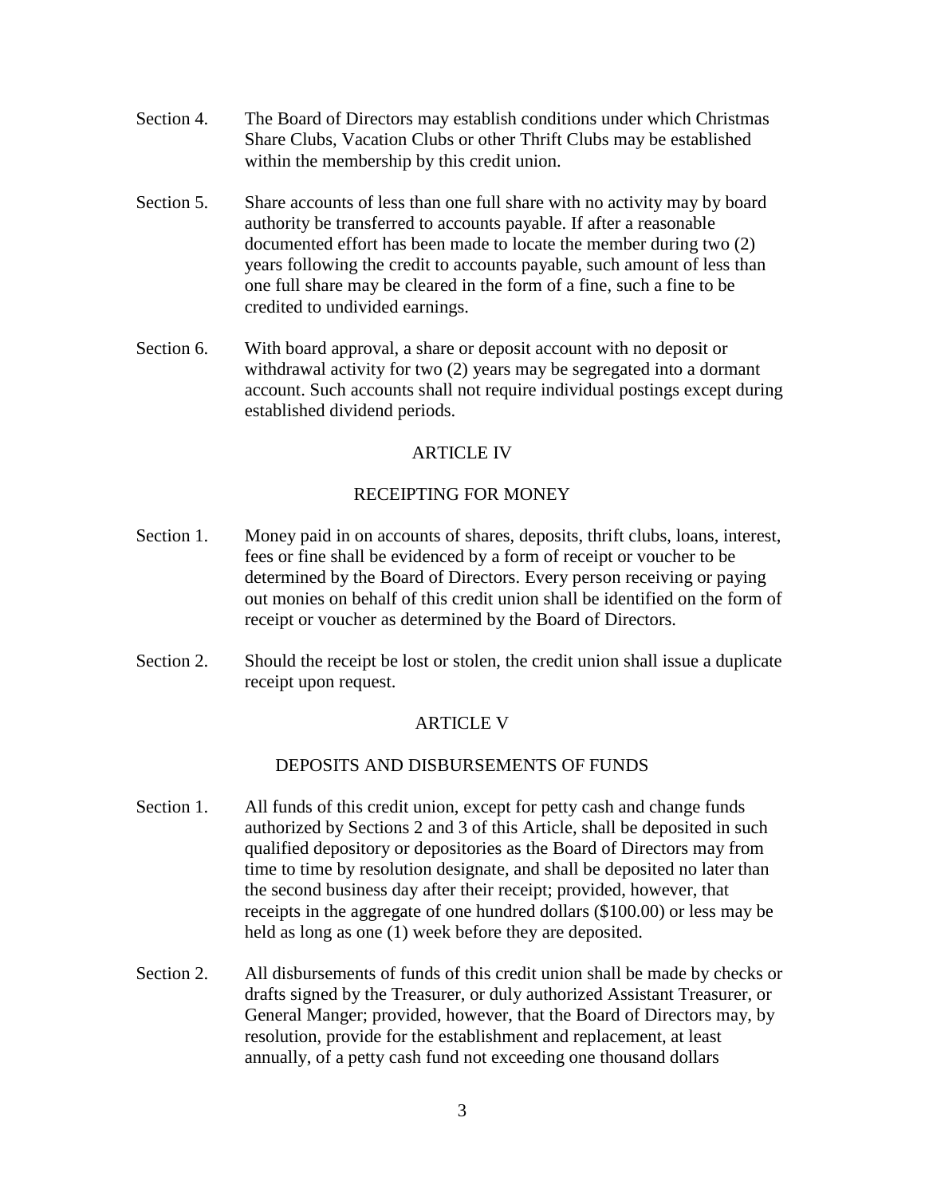Section 4. The Board of Directors may establish conditions under which Christmas Share Clubs, Vacation Clubs or other Thrift Clubs may be established within the membership by this credit union.

Section 5. Share accounts of less than one full share with no activity may by board authority be transferred to accounts payable. If after a reasonable documented effort has been made to locate the member during two (2) years following the credit to accounts payable, such amount of less than one full share may be cleared in the form of a fine, such a fine to be credited to undivided earnings.

Section 6. With board approval, a share or deposit account with no deposit or withdrawal activity for two (2) years may be segregated into a dormant account. Such accounts shall not require individual postings except during established dividend periods.

## ARTICLE IV

## RECEIPTING FOR MONEY

Section 1. Money paid in on accounts of shares, deposits, thrift clubs, loans, interest, fees or fine shall be evidenced by a form of receipt or voucher to be determined by the Board of Directors. Every person receiving or paying out monies on behalf of this credit union shall be identified on the form of receipt or voucher as determined by the Board of Directors.

Section 2. Should the receipt be lost or stolen, the credit union shall issue a duplicate receipt upon request.

## ARTICLE V

## DEPOSITS AND DISBURSEMENTS OF FUNDS

Section 1. All funds of this credit union, except for petty cash and change funds authorized by Sections 2 and 3 of this Article, shall be deposited in such qualified depository or depositories as the Board of Directors may from time to time by resolution designate, and shall be deposited no later than the second business day after their receipt; provided, however, that receipts in the aggregate of one hundred dollars ($100.00) or less may be held as long as one (1) week before they are deposited.

Section 2. All disbursements of funds of this credit union shall be made by checks or drafts signed by the Treasurer, or duly authorized Assistant Treasurer, or General Manger; provided, however, that the Board of Directors may, by resolution, provide for the establishment and replacement, at least annually, of a petty cash fund not exceeding one thousand dollars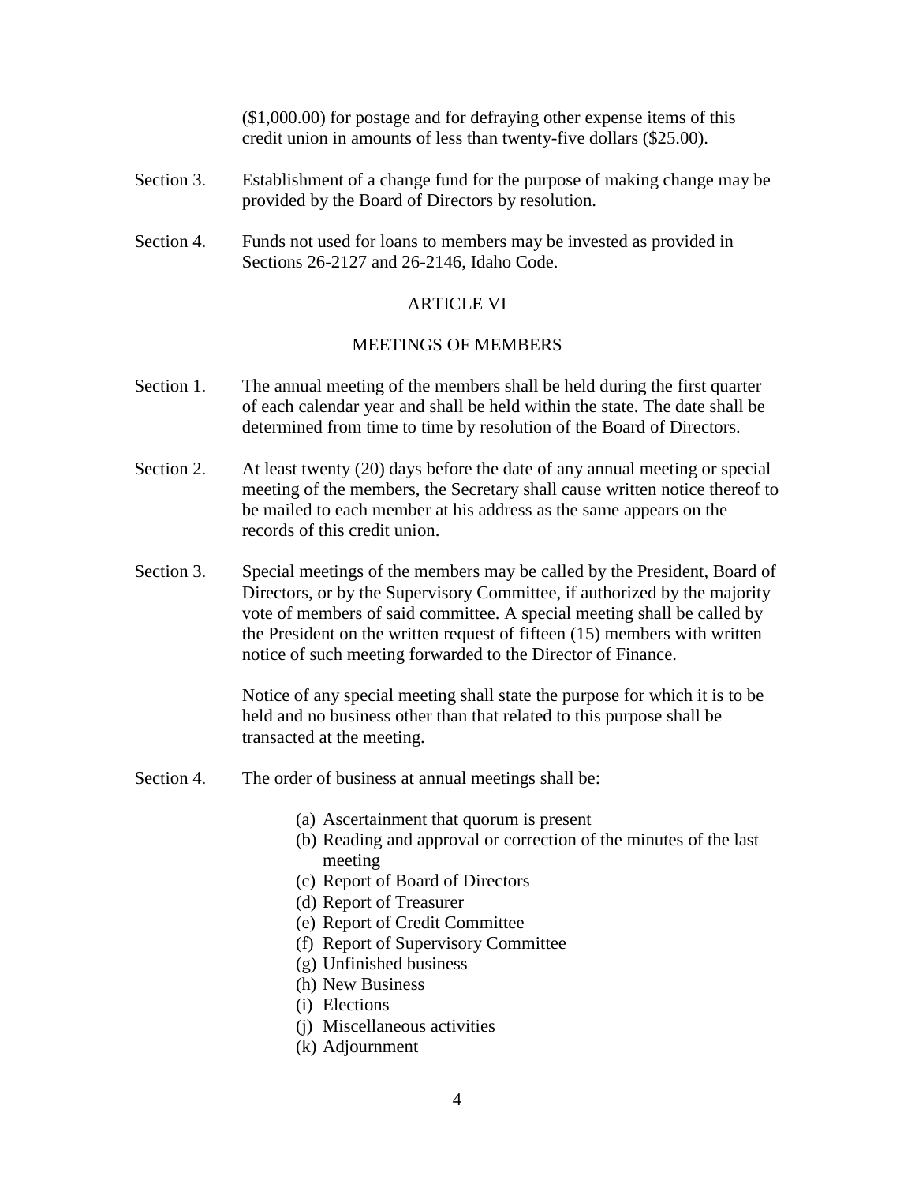($1,000.00) for postage and for defraying other expense items of this credit union in amounts of less than twenty-five dollars ($25.00).

Section 3. Establishment of a change fund for the purpose of making change may be provided by the Board of Directors by resolution.

Section 4. Funds not used for loans to members may be invested as provided in Sections 26-2127 and 26-2146, Idaho Code.

## ARTICLE VI

## MEETINGS OF MEMBERS

Section 1. The annual meeting of the members shall be held during the first quarter of each calendar year and shall be held within the state. The date shall be determined from time to time by resolution of the Board of Directors.

Section 2. At least twenty (20) days before the date of any annual meeting or special meeting of the members, the Secretary shall cause written notice thereof to be mailed to each member at his address as the same appears on the records of this credit union.

Section 3. Special meetings of the members may be called by the President, Board of Directors, or by the Supervisory Committee, if authorized by the majority vote of members of said committee. A special meeting shall be called by the President on the written request of fifteen (15) members with written notice of such meeting forwarded to the Director of Finance.

Notice of any special meeting shall state the purpose for which it is to be held and no business other than that related to this purpose shall be transacted at the meeting.

Section 4. The order of business at annual meetings shall be:

(a) Ascertainment that quorum is present
(b) Reading and approval or correction of the minutes of the last meeting
(c) Report of Board of Directors
(d) Report of Treasurer
(e) Report of Credit Committee
(f) Report of Supervisory Committee
(g) Unfinished business
(h) New Business
(i) Elections
(j) Miscellaneous activities
(k) Adjournment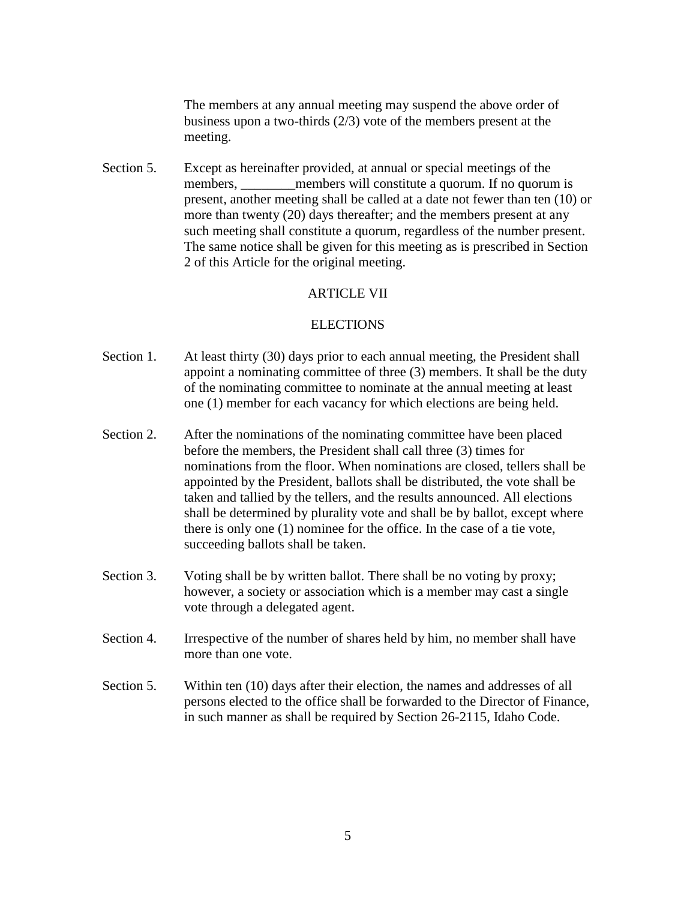The members at any annual meeting may suspend the above order of business upon a two-thirds (2/3) vote of the members present at the meeting.

Section 5. Except as hereinafter provided, at annual or special meetings of the members, ________members will constitute a quorum. If no quorum is present, another meeting shall be called at a date not fewer than ten (10) or more than twenty (20) days thereafter; and the members present at any such meeting shall constitute a quorum, regardless of the number present. The same notice shall be given for this meeting as is prescribed in Section 2 of this Article for the original meeting.

## ARTICLE VII

## ELECTIONS

Section 1. At least thirty (30) days prior to each annual meeting, the President shall appoint a nominating committee of three (3) members. It shall be the duty of the nominating committee to nominate at the annual meeting at least one (1) member for each vacancy for which elections are being held.

Section 2. After the nominations of the nominating committee have been placed before the members, the President shall call three (3) times for nominations from the floor. When nominations are closed, tellers shall be appointed by the President, ballots shall be distributed, the vote shall be taken and tallied by the tellers, and the results announced. All elections shall be determined by plurality vote and shall be by ballot, except where there is only one (1) nominee for the office. In the case of a tie vote, succeeding ballots shall be taken.

Section 3. Voting shall be by written ballot. There shall be no voting by proxy; however, a society or association which is a member may cast a single vote through a delegated agent.

Section 4. Irrespective of the number of shares held by him, no member shall have more than one vote.

Section 5. Within ten (10) days after their election, the names and addresses of all persons elected to the office shall be forwarded to the Director of Finance, in such manner as shall be required by Section 26-2115, Idaho Code.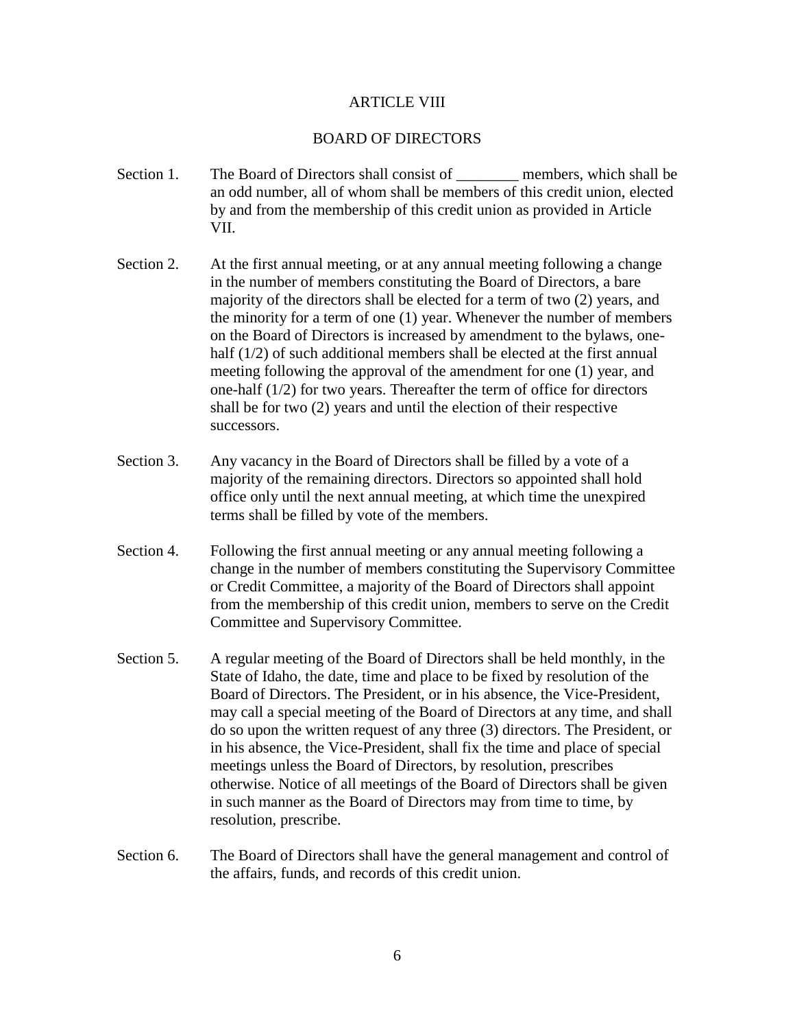## ARTICLE VIII

## BOARD OF DIRECTORS

Section 1. The Board of Directors shall consist of ________ members, which shall be an odd number, all of whom shall be members of this credit union, elected by and from the membership of this credit union as provided in Article VII.

Section 2. At the first annual meeting, or at any annual meeting following a change in the number of members constituting the Board of Directors, a bare majority of the directors shall be elected for a term of two (2) years, and the minority for a term of one (1) year. Whenever the number of members on the Board of Directors is increased by amendment to the bylaws, one-half (1/2) of such additional members shall be elected at the first annual meeting following the approval of the amendment for one (1) year, and one-half (1/2) for two years. Thereafter the term of office for directors shall be for two (2) years and until the election of their respective successors.

Section 3. Any vacancy in the Board of Directors shall be filled by a vote of a majority of the remaining directors. Directors so appointed shall hold office only until the next annual meeting, at which time the unexpired terms shall be filled by vote of the members.

Section 4. Following the first annual meeting or any annual meeting following a change in the number of members constituting the Supervisory Committee or Credit Committee, a majority of the Board of Directors shall appoint from the membership of this credit union, members to serve on the Credit Committee and Supervisory Committee.

Section 5. A regular meeting of the Board of Directors shall be held monthly, in the State of Idaho, the date, time and place to be fixed by resolution of the Board of Directors. The President, or in his absence, the Vice-President, may call a special meeting of the Board of Directors at any time, and shall do so upon the written request of any three (3) directors. The President, or in his absence, the Vice-President, shall fix the time and place of special meetings unless the Board of Directors, by resolution, prescribes otherwise. Notice of all meetings of the Board of Directors shall be given in such manner as the Board of Directors may from time to time, by resolution, prescribe.

Section 6. The Board of Directors shall have the general management and control of the affairs, funds, and records of this credit union.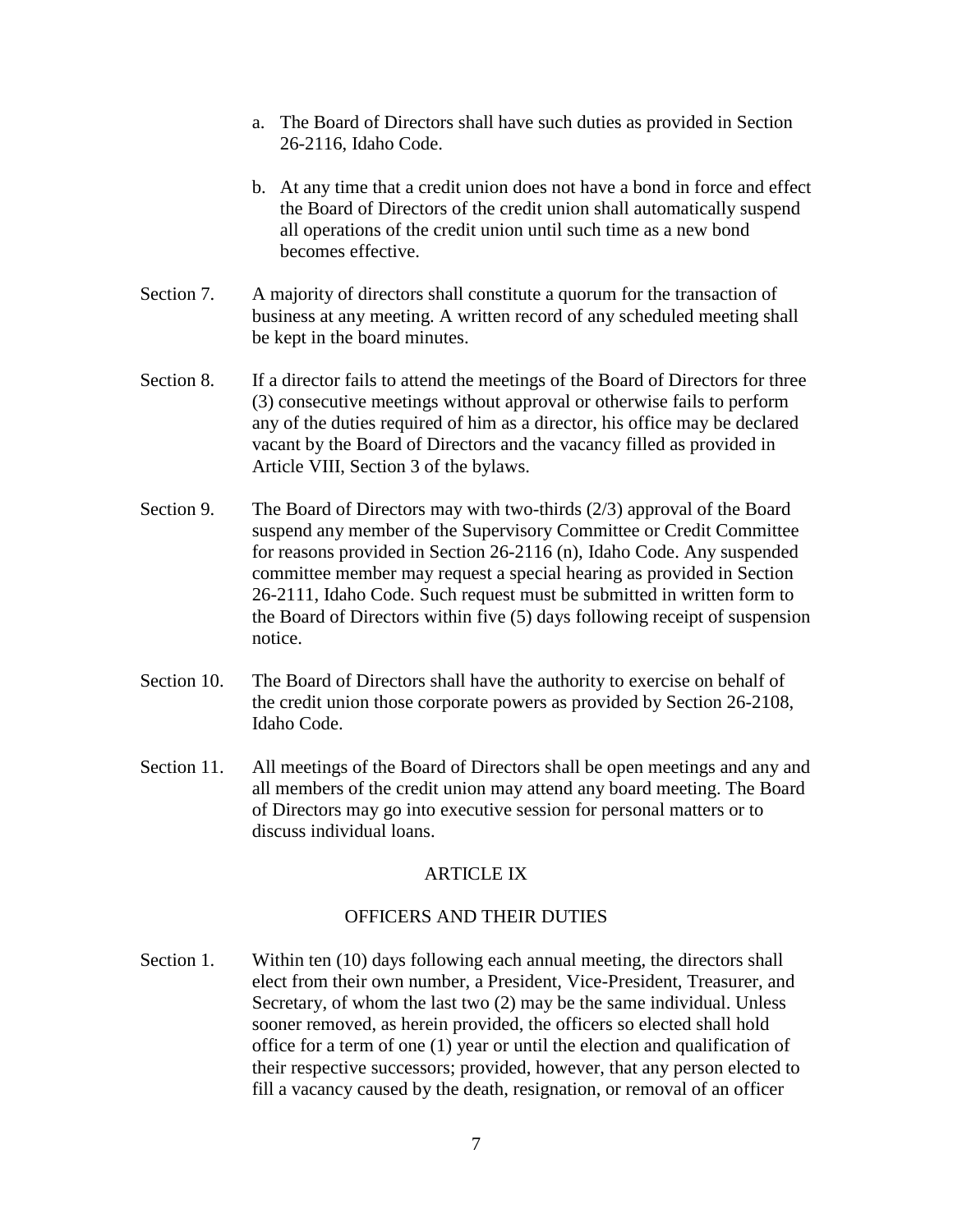a. The Board of Directors shall have such duties as provided in Section 26-2116, Idaho Code.

b. At any time that a credit union does not have a bond in force and effect the Board of Directors of the credit union shall automatically suspend all operations of the credit union until such time as a new bond becomes effective.

Section 7. A majority of directors shall constitute a quorum for the transaction of business at any meeting. A written record of any scheduled meeting shall be kept in the board minutes.

Section 8. If a director fails to attend the meetings of the Board of Directors for three (3) consecutive meetings without approval or otherwise fails to perform any of the duties required of him as a director, his office may be declared vacant by the Board of Directors and the vacancy filled as provided in Article VIII, Section 3 of the bylaws.

Section 9. The Board of Directors may with two-thirds (2/3) approval of the Board suspend any member of the Supervisory Committee or Credit Committee for reasons provided in Section 26-2116 (n), Idaho Code. Any suspended committee member may request a special hearing as provided in Section 26-2111, Idaho Code. Such request must be submitted in written form to the Board of Directors within five (5) days following receipt of suspension notice.

Section 10. The Board of Directors shall have the authority to exercise on behalf of the credit union those corporate powers as provided by Section 26-2108, Idaho Code.

Section 11. All meetings of the Board of Directors shall be open meetings and any and all members of the credit union may attend any board meeting. The Board of Directors may go into executive session for personal matters or to discuss individual loans.

## ARTICLE IX

## OFFICERS AND THEIR DUTIES

Section 1. Within ten (10) days following each annual meeting, the directors shall elect from their own number, a President, Vice-President, Treasurer, and Secretary, of whom the last two (2) may be the same individual. Unless sooner removed, as herein provided, the officers so elected shall hold office for a term of one (1) year or until the election and qualification of their respective successors; provided, however, that any person elected to fill a vacancy caused by the death, resignation, or removal of an officer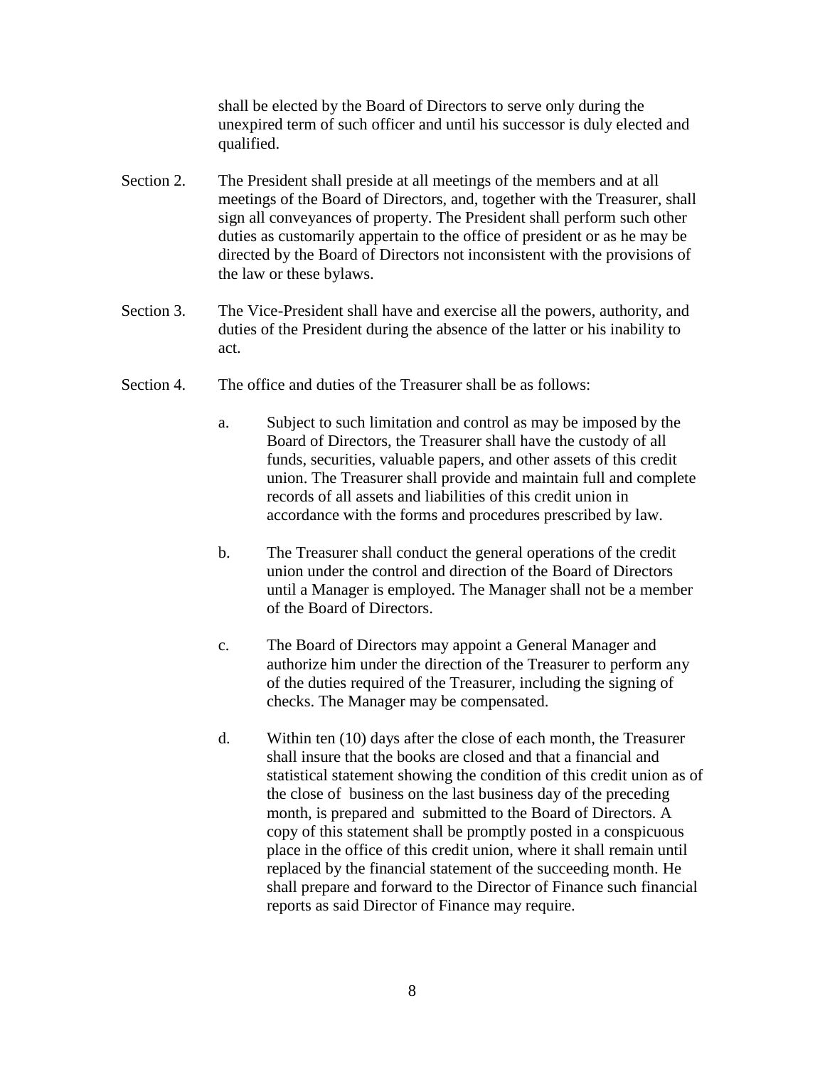shall be elected by the Board of Directors to serve only during the unexpired term of such officer and until his successor is duly elected and qualified.

Section 2. The President shall preside at all meetings of the members and at all meetings of the Board of Directors, and, together with the Treasurer, shall sign all conveyances of property. The President shall perform such other duties as customarily appertain to the office of president or as he may be directed by the Board of Directors not inconsistent with the provisions of the law or these bylaws.

Section 3. The Vice-President shall have and exercise all the powers, authority, and duties of the President during the absence of the latter or his inability to act.

Section 4. The office and duties of the Treasurer shall be as follows:

a. Subject to such limitation and control as may be imposed by the Board of Directors, the Treasurer shall have the custody of all funds, securities, valuable papers, and other assets of this credit union. The Treasurer shall provide and maintain full and complete records of all assets and liabilities of this credit union in accordance with the forms and procedures prescribed by law.

b. The Treasurer shall conduct the general operations of the credit union under the control and direction of the Board of Directors until a Manager is employed. The Manager shall not be a member of the Board of Directors.

c. The Board of Directors may appoint a General Manager and authorize him under the direction of the Treasurer to perform any of the duties required of the Treasurer, including the signing of checks. The Manager may be compensated.

d. Within ten (10) days after the close of each month, the Treasurer shall insure that the books are closed and that a financial and statistical statement showing the condition of this credit union as of the close of business on the last business day of the preceding month, is prepared and submitted to the Board of Directors. A copy of this statement shall be promptly posted in a conspicuous place in the office of this credit union, where it shall remain until replaced by the financial statement of the succeeding month. He shall prepare and forward to the Director of Finance such financial reports as said Director of Finance may require.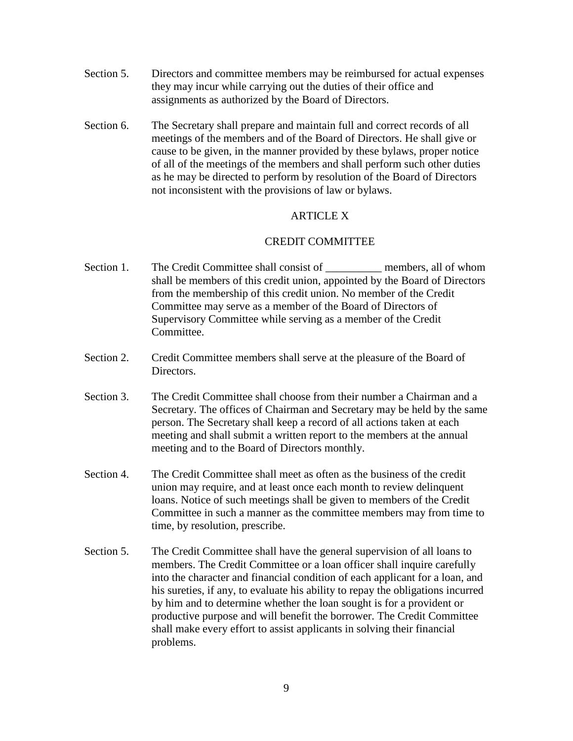Section 5. Directors and committee members may be reimbursed for actual expenses they may incur while carrying out the duties of their office and assignments as authorized by the Board of Directors.

Section 6. The Secretary shall prepare and maintain full and correct records of all meetings of the members and of the Board of Directors. He shall give or cause to be given, in the manner provided by these bylaws, proper notice of all of the meetings of the members and shall perform such other duties as he may be directed to perform by resolution of the Board of Directors not inconsistent with the provisions of law or bylaws.

## ARTICLE X

## CREDIT COMMITTEE

Section 1. The Credit Committee shall consist of __________ members, all of whom shall be members of this credit union, appointed by the Board of Directors from the membership of this credit union. No member of the Credit Committee may serve as a member of the Board of Directors of Supervisory Committee while serving as a member of the Credit Committee.

Section 2. Credit Committee members shall serve at the pleasure of the Board of Directors.

Section 3. The Credit Committee shall choose from their number a Chairman and a Secretary. The offices of Chairman and Secretary may be held by the same person. The Secretary shall keep a record of all actions taken at each meeting and shall submit a written report to the members at the annual meeting and to the Board of Directors monthly.

Section 4. The Credit Committee shall meet as often as the business of the credit union may require, and at least once each month to review delinquent loans. Notice of such meetings shall be given to members of the Credit Committee in such a manner as the committee members may from time to time, by resolution, prescribe.

Section 5. The Credit Committee shall have the general supervision of all loans to members. The Credit Committee or a loan officer shall inquire carefully into the character and financial condition of each applicant for a loan, and his sureties, if any, to evaluate his ability to repay the obligations incurred by him and to determine whether the loan sought is for a provident or productive purpose and will benefit the borrower. The Credit Committee shall make every effort to assist applicants in solving their financial problems.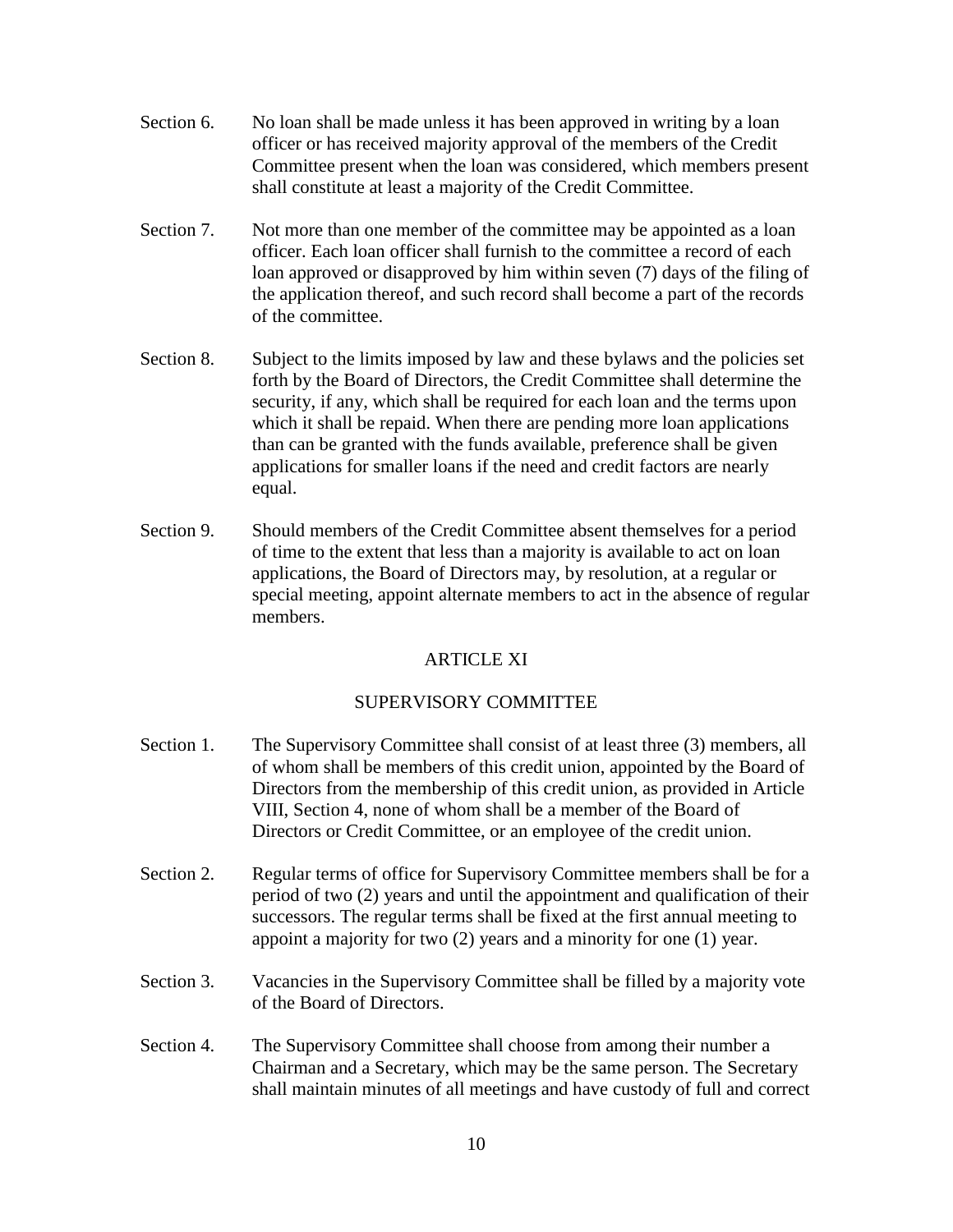Section 6. No loan shall be made unless it has been approved in writing by a loan officer or has received majority approval of the members of the Credit Committee present when the loan was considered, which members present shall constitute at least a majority of the Credit Committee.

Section 7. Not more than one member of the committee may be appointed as a loan officer. Each loan officer shall furnish to the committee a record of each loan approved or disapproved by him within seven (7) days of the filing of the application thereof, and such record shall become a part of the records of the committee.

Section 8. Subject to the limits imposed by law and these bylaws and the policies set forth by the Board of Directors, the Credit Committee shall determine the security, if any, which shall be required for each loan and the terms upon which it shall be repaid. When there are pending more loan applications than can be granted with the funds available, preference shall be given applications for smaller loans if the need and credit factors are nearly equal.

Section 9. Should members of the Credit Committee absent themselves for a period of time to the extent that less than a majority is available to act on loan applications, the Board of Directors may, by resolution, at a regular or special meeting, appoint alternate members to act in the absence of regular members.

## ARTICLE XI

## SUPERVISORY COMMITTEE

Section 1. The Supervisory Committee shall consist of at least three (3) members, all of whom shall be members of this credit union, appointed by the Board of Directors from the membership of this credit union, as provided in Article VIII, Section 4, none of whom shall be a member of the Board of Directors or Credit Committee, or an employee of the credit union.

Section 2. Regular terms of office for Supervisory Committee members shall be for a period of two (2) years and until the appointment and qualification of their successors. The regular terms shall be fixed at the first annual meeting to appoint a majority for two (2) years and a minority for one (1) year.

Section 3. Vacancies in the Supervisory Committee shall be filled by a majority vote of the Board of Directors.

Section 4. The Supervisory Committee shall choose from among their number a Chairman and a Secretary, which may be the same person. The Secretary shall maintain minutes of all meetings and have custody of full and correct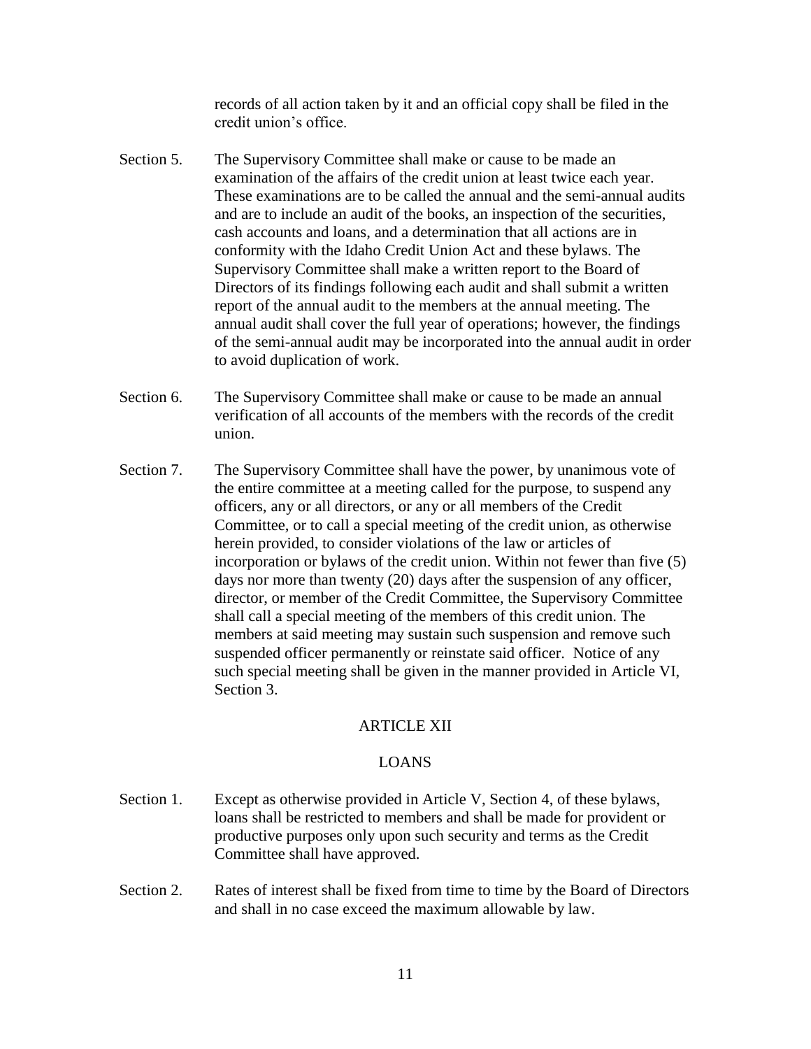records of all action taken by it and an official copy shall be filed in the credit union's office.

Section 5. The Supervisory Committee shall make or cause to be made an examination of the affairs of the credit union at least twice each year. These examinations are to be called the annual and the semi-annual audits and are to include an audit of the books, an inspection of the securities, cash accounts and loans, and a determination that all actions are in conformity with the Idaho Credit Union Act and these bylaws. The Supervisory Committee shall make a written report to the Board of Directors of its findings following each audit and shall submit a written report of the annual audit to the members at the annual meeting. The annual audit shall cover the full year of operations; however, the findings of the semi-annual audit may be incorporated into the annual audit in order to avoid duplication of work.

Section 6. The Supervisory Committee shall make or cause to be made an annual verification of all accounts of the members with the records of the credit union.

Section 7. The Supervisory Committee shall have the power, by unanimous vote of the entire committee at a meeting called for the purpose, to suspend any officers, any or all directors, or any or all members of the Credit Committee, or to call a special meeting of the credit union, as otherwise herein provided, to consider violations of the law or articles of incorporation or bylaws of the credit union. Within not fewer than five (5) days nor more than twenty (20) days after the suspension of any officer, director, or member of the Credit Committee, the Supervisory Committee shall call a special meeting of the members of this credit union. The members at said meeting may sustain such suspension and remove such suspended officer permanently or reinstate said officer. Notice of any such special meeting shall be given in the manner provided in Article VI, Section 3.

## ARTICLE XII

## LOANS

Section 1. Except as otherwise provided in Article V, Section 4, of these bylaws, loans shall be restricted to members and shall be made for provident or productive purposes only upon such security and terms as the Credit Committee shall have approved.

Section 2. Rates of interest shall be fixed from time to time by the Board of Directors and shall in no case exceed the maximum allowable by law.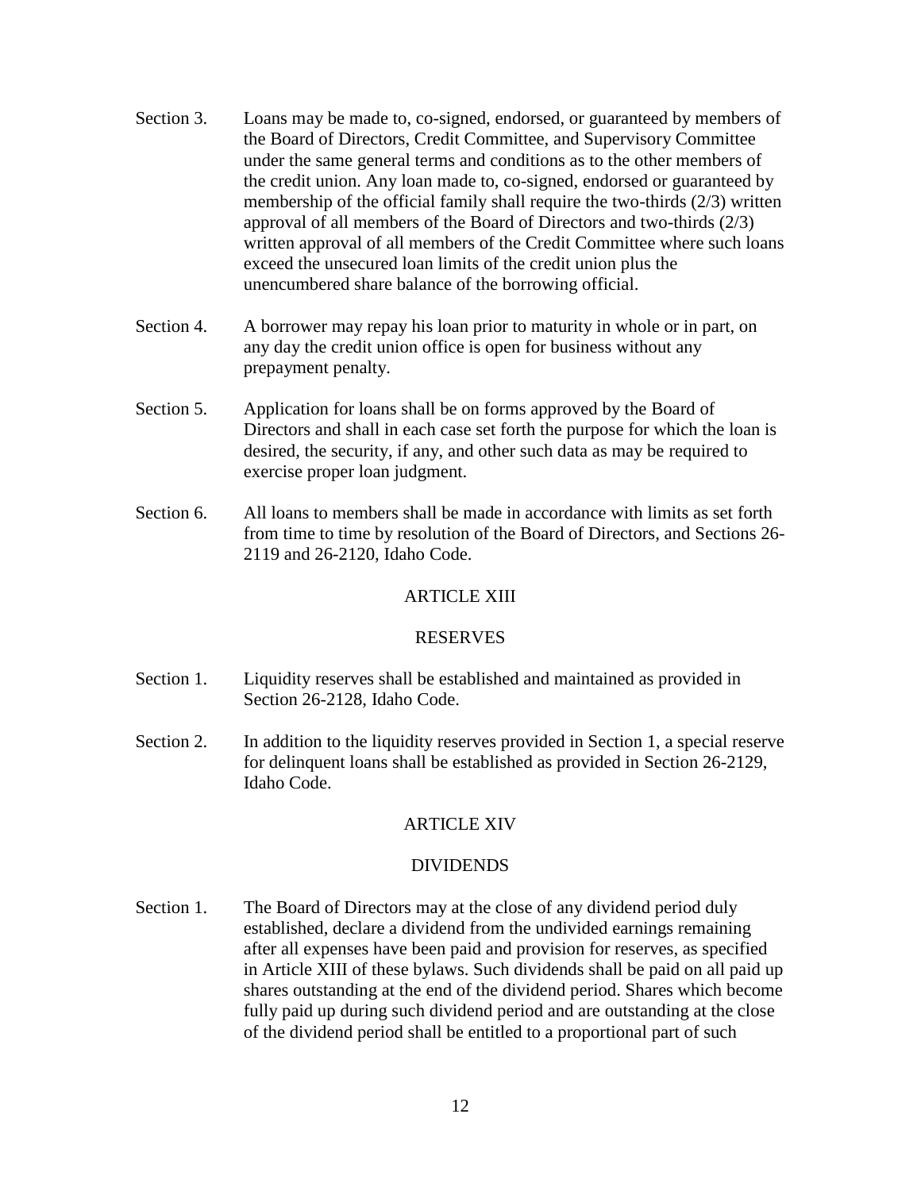Section 3. Loans may be made to, co-signed, endorsed, or guaranteed by members of the Board of Directors, Credit Committee, and Supervisory Committee under the same general terms and conditions as to the other members of the credit union. Any loan made to, co-signed, endorsed or guaranteed by membership of the official family shall require the two-thirds (2/3) written approval of all members of the Board of Directors and two-thirds (2/3) written approval of all members of the Credit Committee where such loans exceed the unsecured loan limits of the credit union plus the unencumbered share balance of the borrowing official.

Section 4. A borrower may repay his loan prior to maturity in whole or in part, on any day the credit union office is open for business without any prepayment penalty.

Section 5. Application for loans shall be on forms approved by the Board of Directors and shall in each case set forth the purpose for which the loan is desired, the security, if any, and other such data as may be required to exercise proper loan judgment.

Section 6. All loans to members shall be made in accordance with limits as set forth from time to time by resolution of the Board of Directors, and Sections 26-2119 and 26-2120, Idaho Code.

## ARTICLE XIII

## RESERVES

Section 1. Liquidity reserves shall be established and maintained as provided in Section 26-2128, Idaho Code.

Section 2. In addition to the liquidity reserves provided in Section 1, a special reserve for delinquent loans shall be established as provided in Section 26-2129, Idaho Code.

## ARTICLE XIV

## DIVIDENDS

Section 1. The Board of Directors may at the close of any dividend period duly established, declare a dividend from the undivided earnings remaining after all expenses have been paid and provision for reserves, as specified in Article XIII of these bylaws. Such dividends shall be paid on all paid up shares outstanding at the end of the dividend period. Shares which become fully paid up during such dividend period and are outstanding at the close of the dividend period shall be entitled to a proportional part of such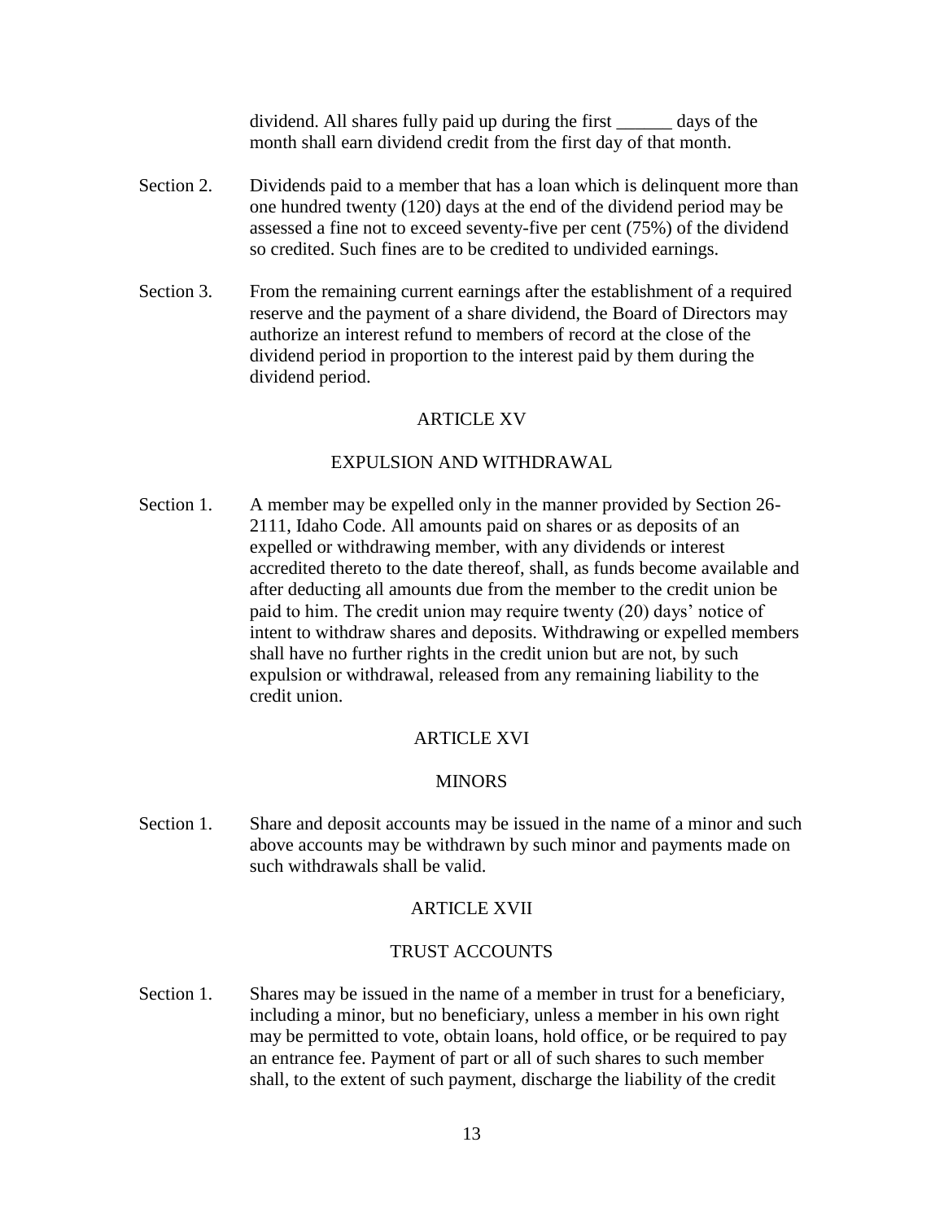dividend. All shares fully paid up during the first ______ days of the month shall earn dividend credit from the first day of that month.

Section 2. Dividends paid to a member that has a loan which is delinquent more than one hundred twenty (120) days at the end of the dividend period may be assessed a fine not to exceed seventy-five per cent (75%) of the dividend so credited. Such fines are to be credited to undivided earnings.

Section 3. From the remaining current earnings after the establishment of a required reserve and the payment of a share dividend, the Board of Directors may authorize an interest refund to members of record at the close of the dividend period in proportion to the interest paid by them during the dividend period.

## ARTICLE XV

## EXPULSION AND WITHDRAWAL

Section 1. A member may be expelled only in the manner provided by Section 26-2111, Idaho Code. All amounts paid on shares or as deposits of an expelled or withdrawing member, with any dividends or interest accredited thereto to the date thereof, shall, as funds become available and after deducting all amounts due from the member to the credit union be paid to him. The credit union may require twenty (20) days' notice of intent to withdraw shares and deposits. Withdrawing or expelled members shall have no further rights in the credit union but are not, by such expulsion or withdrawal, released from any remaining liability to the credit union.

## ARTICLE XVI

## MINORS

Section 1. Share and deposit accounts may be issued in the name of a minor and such above accounts may be withdrawn by such minor and payments made on such withdrawals shall be valid.

## ARTICLE XVII

## TRUST ACCOUNTS

Section 1. Shares may be issued in the name of a member in trust for a beneficiary, including a minor, but no beneficiary, unless a member in his own right may be permitted to vote, obtain loans, hold office, or be required to pay an entrance fee. Payment of part or all of such shares to such member shall, to the extent of such payment, discharge the liability of the credit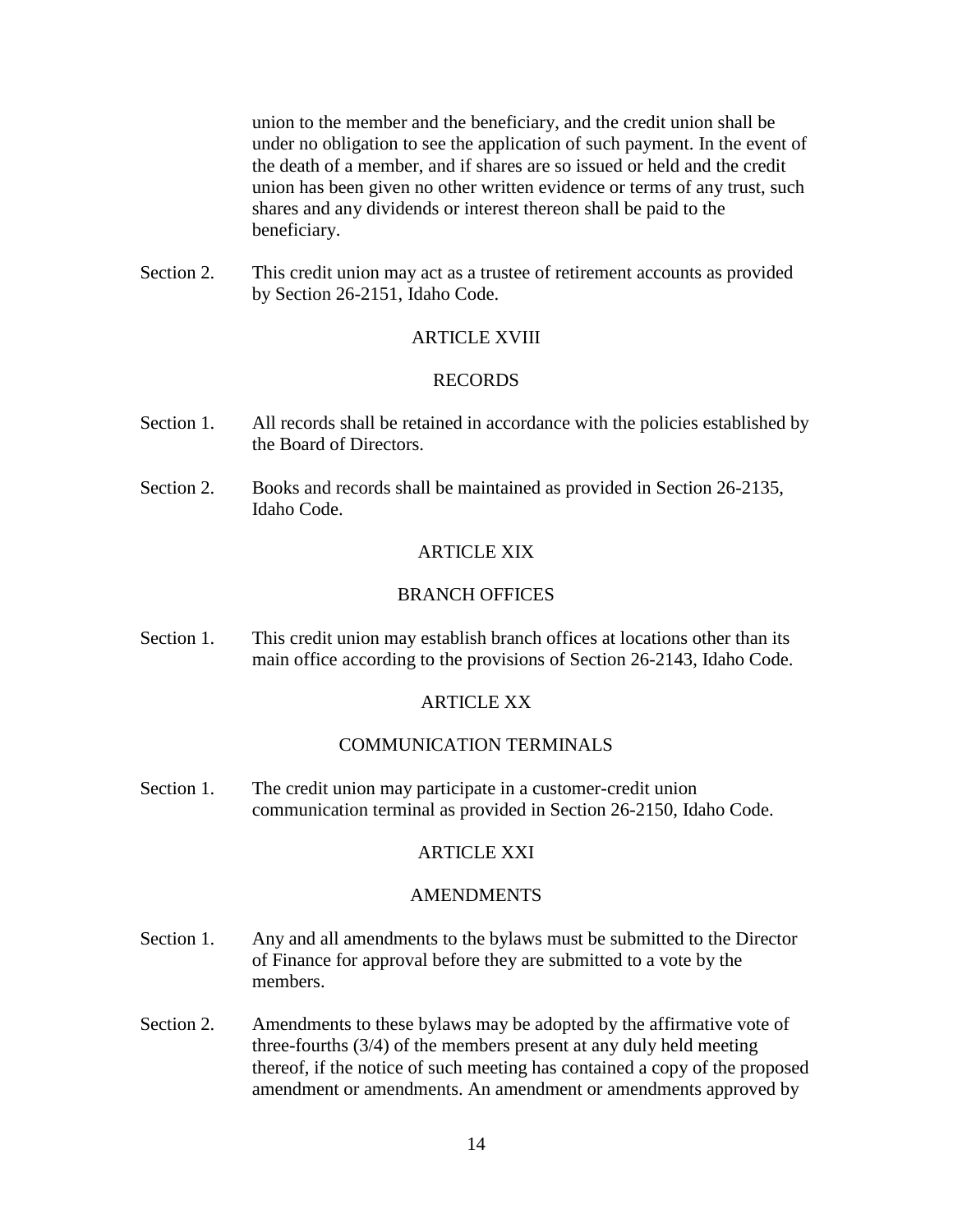union to the member and the beneficiary, and the credit union shall be under no obligation to see the application of such payment. In the event of the death of a member, and if shares are so issued or held and the credit union has been given no other written evidence or terms of any trust, such shares and any dividends or interest thereon shall be paid to the beneficiary.

Section 2. This credit union may act as a trustee of retirement accounts as provided by Section 26-2151, Idaho Code.

## ARTICLE XVIII

## RECORDS

Section 1. All records shall be retained in accordance with the policies established by the Board of Directors.

Section 2. Books and records shall be maintained as provided in Section 26-2135, Idaho Code.

## ARTICLE XIX

## BRANCH OFFICES

Section 1. This credit union may establish branch offices at locations other than its main office according to the provisions of Section 26-2143, Idaho Code.

## ARTICLE XX

## COMMUNICATION TERMINALS

Section 1. The credit union may participate in a customer-credit union communication terminal as provided in Section 26-2150, Idaho Code.

## ARTICLE XXI

## AMENDMENTS

Section 1. Any and all amendments to the bylaws must be submitted to the Director of Finance for approval before they are submitted to a vote by the members.

Section 2. Amendments to these bylaws may be adopted by the affirmative vote of three-fourths (3/4) of the members present at any duly held meeting thereof, if the notice of such meeting has contained a copy of the proposed amendment or amendments. An amendment or amendments approved by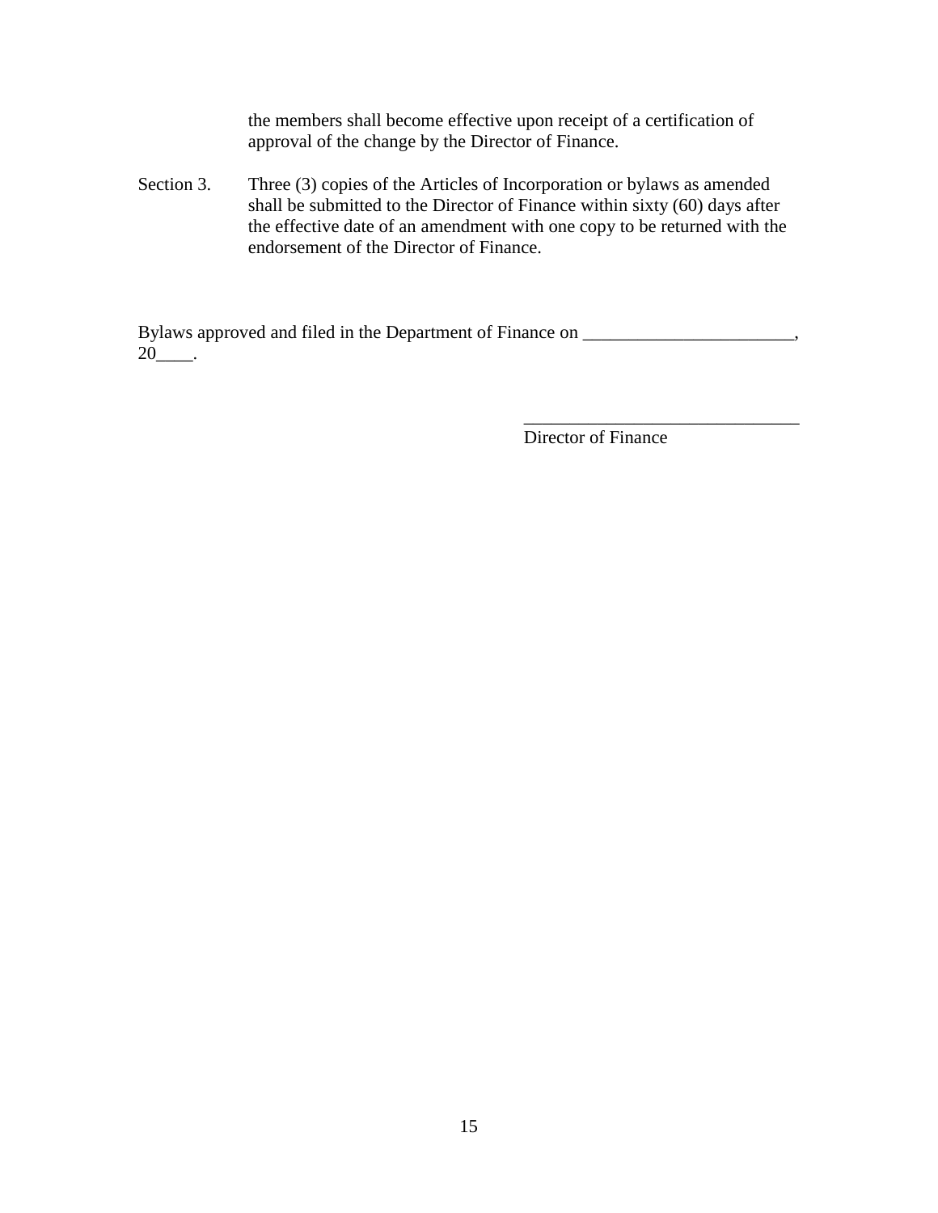the members shall become effective upon receipt of a certification of approval of the change by the Director of Finance.

Section 3. Three (3) copies of the Articles of Incorporation or bylaws as amended shall be submitted to the Director of Finance within sixty (60) days after the effective date of an amendment with one copy to be returned with the endorsement of the Director of Finance.

Bylaws approved and filed in the Department of Finance on _______________________, 20____.

\_\_\_\_\_\_\_\_\_\_\_\_\_\_\_\_\_\_\_\_\_\_\_\_\_\_\_\_\_\_
Director of Finance